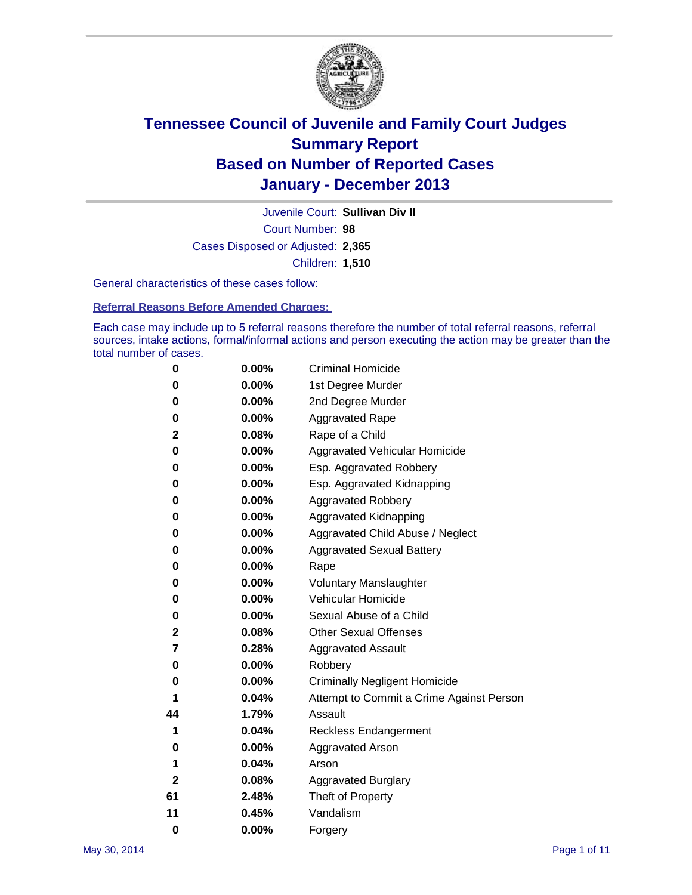# Tennessee Council of Juvenile and Family Court Judges
## Summary Report
## Based on Number of Reported Cases
## January - December 2013

Juvenile Court: **Sullivan Div II**
Court Number: **98**
Cases Disposed or Adjusted: **2,365**
Children: **1,510**

General characteristics of these cases follow:

### Referral Reasons Before Amended Charges:

Each case may include up to 5 referral reasons therefore the number of total referral reasons, referral sources, intake actions, formal/informal actions and person executing the action may be greater than the total number of cases.

| Count | Percent | Referral Reason |
|---|---|---|
| 0 | 0.00% | Criminal Homicide |
| 0 | 0.00% | 1st Degree Murder |
| 0 | 0.00% | 2nd Degree Murder |
| 0 | 0.00% | Aggravated Rape |
| 2 | 0.08% | Rape of a Child |
| 0 | 0.00% | Aggravated Vehicular Homicide |
| 0 | 0.00% | Esp. Aggravated Robbery |
| 0 | 0.00% | Esp. Aggravated Kidnapping |
| 0 | 0.00% | Aggravated Robbery |
| 0 | 0.00% | Aggravated Kidnapping |
| 0 | 0.00% | Aggravated Child Abuse / Neglect |
| 0 | 0.00% | Aggravated Sexual Battery |
| 0 | 0.00% | Rape |
| 0 | 0.00% | Voluntary Manslaughter |
| 0 | 0.00% | Vehicular Homicide |
| 0 | 0.00% | Sexual Abuse of a Child |
| 2 | 0.08% | Other Sexual Offenses |
| 7 | 0.28% | Aggravated Assault |
| 0 | 0.00% | Robbery |
| 0 | 0.00% | Criminally Negligent Homicide |
| 1 | 0.04% | Attempt to Commit a Crime Against Person |
| 44 | 1.79% | Assault |
| 1 | 0.04% | Reckless Endangerment |
| 0 | 0.00% | Aggravated Arson |
| 1 | 0.04% | Arson |
| 2 | 0.08% | Aggravated Burglary |
| 61 | 2.48% | Theft of Property |
| 11 | 0.45% | Vandalism |
| 0 | 0.00% | Forgery |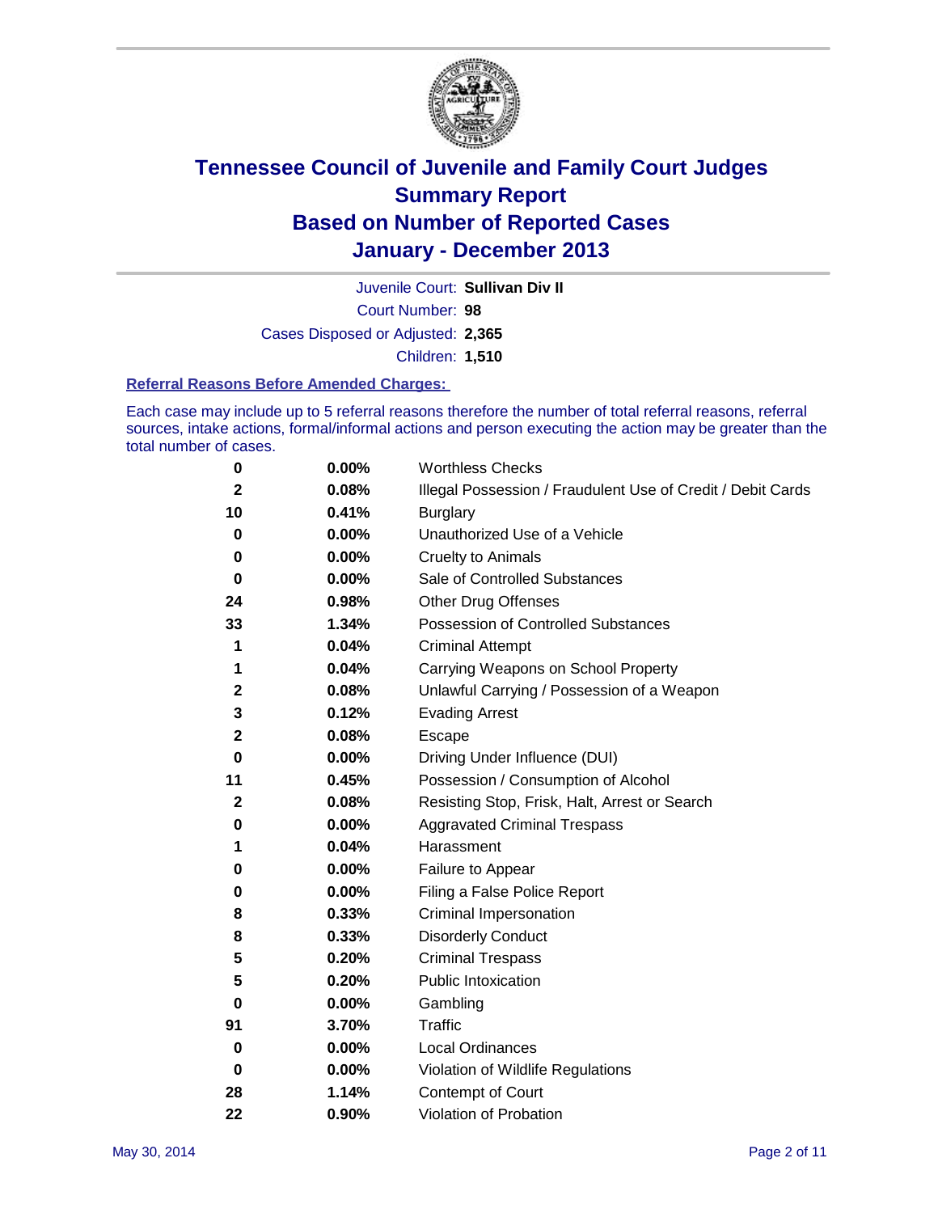# Tennessee Council of Juvenile and Family Court Judges
# Summary Report
# Based on Number of Reported Cases
# January - December 2013

Juvenile Court: **Sullivan Div II**

Court Number: **98**

Cases Disposed or Adjusted: **2,365**

Children: **1,510**

### Referral Reasons Before Amended Charges:

Each case may include up to 5 referral reasons therefore the number of total referral reasons, referral sources, intake actions, formal/informal actions and person executing the action may be greater than the total number of cases.

| | | |
|---|---|---|
| 0 | 0.00% | Worthless Checks |
| 2 | 0.08% | Illegal Possession / Fraudulent Use of Credit / Debit Cards |
| 10 | 0.41% | Burglary |
| 0 | 0.00% | Unauthorized Use of a Vehicle |
| 0 | 0.00% | Cruelty to Animals |
| 0 | 0.00% | Sale of Controlled Substances |
| 24 | 0.98% | Other Drug Offenses |
| 33 | 1.34% | Possession of Controlled Substances |
| 1 | 0.04% | Criminal Attempt |
| 1 | 0.04% | Carrying Weapons on School Property |
| 2 | 0.08% | Unlawful Carrying / Possession of a Weapon |
| 3 | 0.12% | Evading Arrest |
| 2 | 0.08% | Escape |
| 0 | 0.00% | Driving Under Influence (DUI) |
| 11 | 0.45% | Possession / Consumption of Alcohol |
| 2 | 0.08% | Resisting Stop, Frisk, Halt, Arrest or Search |
| 0 | 0.00% | Aggravated Criminal Trespass |
| 1 | 0.04% | Harassment |
| 0 | 0.00% | Failure to Appear |
| 0 | 0.00% | Filing a False Police Report |
| 8 | 0.33% | Criminal Impersonation |
| 8 | 0.33% | Disorderly Conduct |
| 5 | 0.20% | Criminal Trespass |
| 5 | 0.20% | Public Intoxication |
| 0 | 0.00% | Gambling |
| 91 | 3.70% | Traffic |
| 0 | 0.00% | Local Ordinances |
| 0 | 0.00% | Violation of Wildlife Regulations |
| 28 | 1.14% | Contempt of Court |
| 22 | 0.90% | Violation of Probation |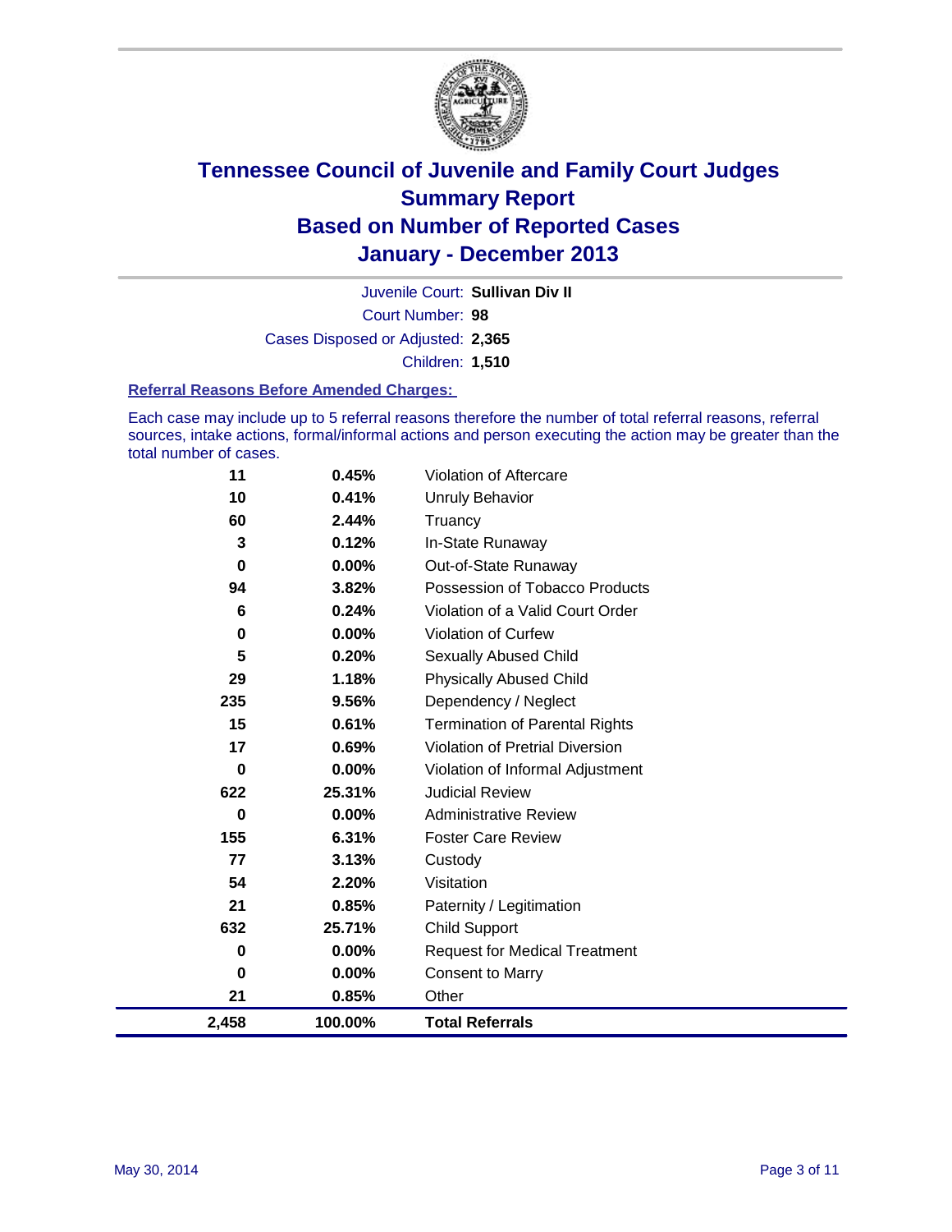# Tennessee Council of Juvenile and Family Court Judges
## Summary Report
## Based on Number of Reported Cases
## January - December 2013

Juvenile Court: **Sullivan Div II**

Court Number: **98**

Cases Disposed or Adjusted: **2,365**

Children: **1,510**

### Referral Reasons Before Amended Charges:

Each case may include up to 5 referral reasons therefore the number of total referral reasons, referral sources, intake actions, formal/informal actions and person executing the action may be greater than the total number of cases.

| | | |
|---|---|---|
| 11 | 0.45% | Violation of Aftercare |
| 10 | 0.41% | Unruly Behavior |
| 60 | 2.44% | Truancy |
| 3 | 0.12% | In-State Runaway |
| 0 | 0.00% | Out-of-State Runaway |
| 94 | 3.82% | Possession of Tobacco Products |
| 6 | 0.24% | Violation of a Valid Court Order |
| 0 | 0.00% | Violation of Curfew |
| 5 | 0.20% | Sexually Abused Child |
| 29 | 1.18% | Physically Abused Child |
| 235 | 9.56% | Dependency / Neglect |
| 15 | 0.61% | Termination of Parental Rights |
| 17 | 0.69% | Violation of Pretrial Diversion |
| 0 | 0.00% | Violation of Informal Adjustment |
| 622 | 25.31% | Judicial Review |
| 0 | 0.00% | Administrative Review |
| 155 | 6.31% | Foster Care Review |
| 77 | 3.13% | Custody |
| 54 | 2.20% | Visitation |
| 21 | 0.85% | Paternity / Legitimation |
| 632 | 25.71% | Child Support |
| 0 | 0.00% | Request for Medical Treatment |
| 0 | 0.00% | Consent to Marry |
| 21 | 0.85% | Other |
| **2,458** | **100.00%** | **Total Referrals** |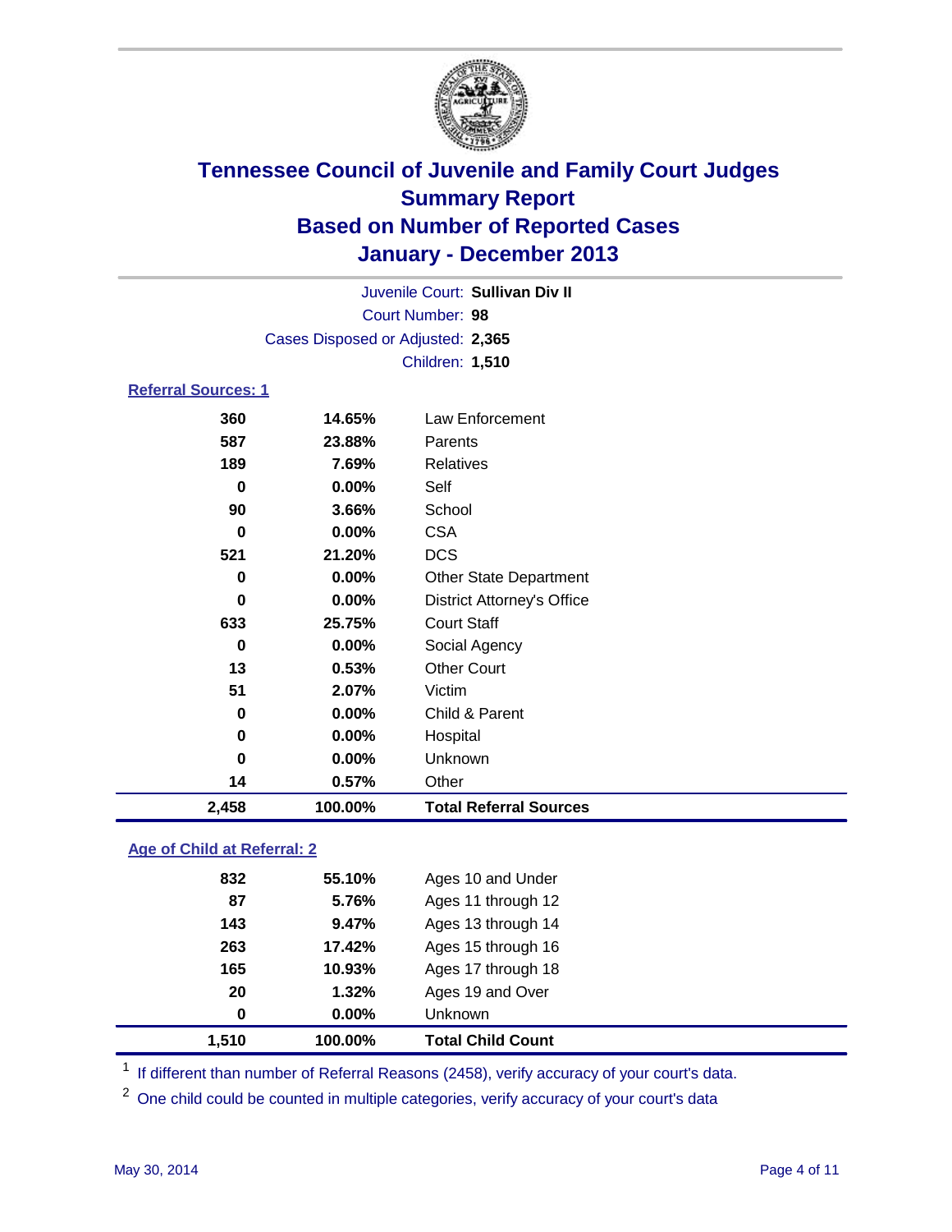# Tennessee Council of Juvenile and Family Court Judges
## Summary Report
## Based on Number of Reported Cases
## January - December 2013

Juvenile Court: **Sullivan Div II**
Court Number: **98**
Cases Disposed or Adjusted: **2,365**
Children: **1,510**

### Referral Sources: 1

| Count | Percent | Source |
|---|---|---|
| 360 | 14.65% | Law Enforcement |
| 587 | 23.88% | Parents |
| 189 | 7.69% | Relatives |
| 0 | 0.00% | Self |
| 90 | 3.66% | School |
| 0 | 0.00% | CSA |
| 521 | 21.20% | DCS |
| 0 | 0.00% | Other State Department |
| 0 | 0.00% | District Attorney's Office |
| 633 | 25.75% | Court Staff |
| 0 | 0.00% | Social Agency |
| 13 | 0.53% | Other Court |
| 51 | 2.07% | Victim |
| 0 | 0.00% | Child & Parent |
| 0 | 0.00% | Hospital |
| 0 | 0.00% | Unknown |
| 14 | 0.57% | Other |
| **2,458** | **100.00%** | **Total Referral Sources** |

### Age of Child at Referral: 2

| Count | Percent | Age |
|---|---|---|
| 832 | 55.10% | Ages 10 and Under |
| 87 | 5.76% | Ages 11 through 12 |
| 143 | 9.47% | Ages 13 through 14 |
| 263 | 17.42% | Ages 15 through 16 |
| 165 | 10.93% | Ages 17 through 18 |
| 20 | 1.32% | Ages 19 and Over |
| 0 | 0.00% | Unknown |
| **1,510** | **100.00%** | **Total Child Count** |

[1] If different than number of Referral Reasons (2458), verify accuracy of your court's data.

[2] One child could be counted in multiple categories, verify accuracy of your court's data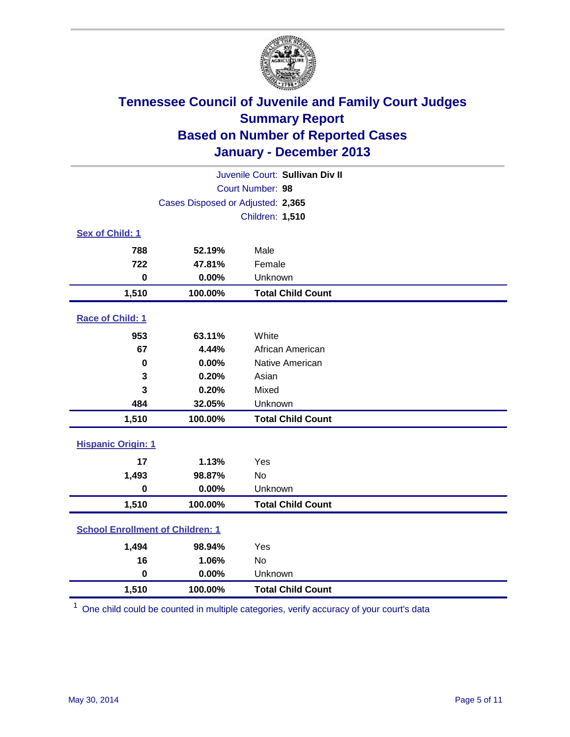# Tennessee Council of Juvenile and Family Court Judges
## Summary Report
## Based on Number of Reported Cases
## January - December 2013

Juvenile Court: **Sullivan Div II**
Court Number: **98**
Cases Disposed or Adjusted: **2,365**
Children: **1,510**

### Sex of Child: 1

| Count | Percent | Category |
|---|---|---|
| 788 | 52.19% | Male |
| 722 | 47.81% | Female |
| 0 | 0.00% | Unknown |
| **1,510** | **100.00%** | **Total Child Count** |

### Race of Child: 1

| Count | Percent | Category |
|---|---|---|
| 953 | 63.11% | White |
| 67 | 4.44% | African American |
| 0 | 0.00% | Native American |
| 3 | 0.20% | Asian |
| 3 | 0.20% | Mixed |
| 484 | 32.05% | Unknown |
| **1,510** | **100.00%** | **Total Child Count** |

### Hispanic Origin: 1

| Count | Percent | Category |
|---|---|---|
| 17 | 1.13% | Yes |
| 1,493 | 98.87% | No |
| 0 | 0.00% | Unknown |
| **1,510** | **100.00%** | **Total Child Count** |

### School Enrollment of Children: 1

| Count | Percent | Category |
|---|---|---|
| 1,494 | 98.94% | Yes |
| 16 | 1.06% | No |
| 0 | 0.00% | Unknown |
| **1,510** | **100.00%** | **Total Child Count** |

[1] One child could be counted in multiple categories, verify accuracy of your court's data

May 30, 2014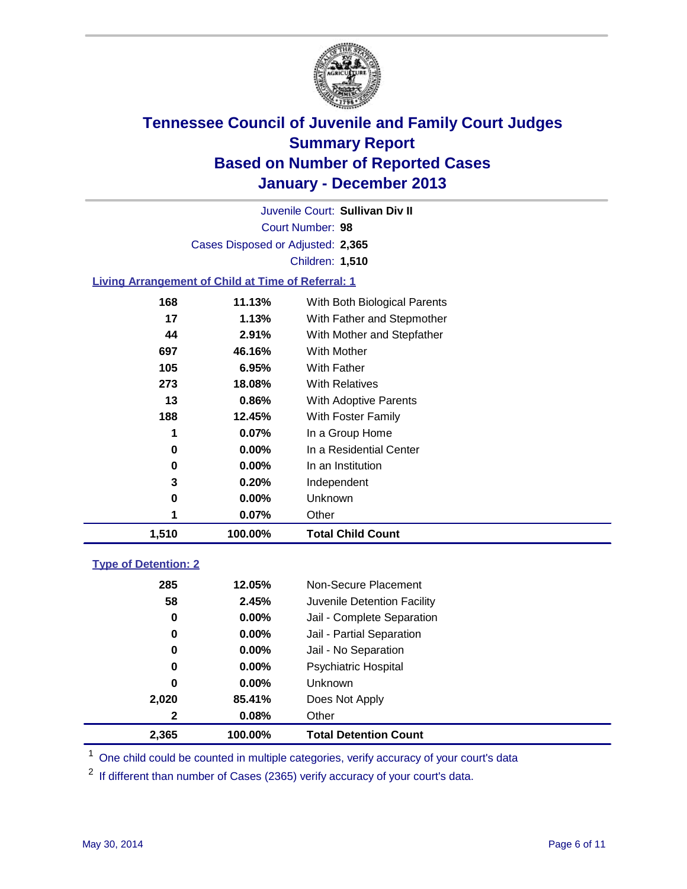# Tennessee Council of Juvenile and Family Court Judges
## Summary Report
## Based on Number of Reported Cases
## January - December 2013

Juvenile Court: **Sullivan Div II**
Court Number: **98**
Cases Disposed or Adjusted: **2,365**
Children: **1,510**

### Living Arrangement of Child at Time of Referral: 1

| Count | Percent | Category |
|---|---|---|
| 168 | 11.13% | With Both Biological Parents |
| 17 | 1.13% | With Father and Stepmother |
| 44 | 2.91% | With Mother and Stepfather |
| 697 | 46.16% | With Mother |
| 105 | 6.95% | With Father |
| 273 | 18.08% | With Relatives |
| 13 | 0.86% | With Adoptive Parents |
| 188 | 12.45% | With Foster Family |
| 1 | 0.07% | In a Group Home |
| 0 | 0.00% | In a Residential Center |
| 0 | 0.00% | In an Institution |
| 3 | 0.20% | Independent |
| 0 | 0.00% | Unknown |
| 1 | 0.07% | Other |
| **1,510** | **100.00%** | **Total Child Count** |

### Type of Detention: 2

| Count | Percent | Category |
|---|---|---|
| 285 | 12.05% | Non-Secure Placement |
| 58 | 2.45% | Juvenile Detention Facility |
| 0 | 0.00% | Jail - Complete Separation |
| 0 | 0.00% | Jail - Partial Separation |
| 0 | 0.00% | Jail - No Separation |
| 0 | 0.00% | Psychiatric Hospital |
| 0 | 0.00% | Unknown |
| 2,020 | 85.41% | Does Not Apply |
| 2 | 0.08% | Other |
| **2,365** | **100.00%** | **Total Detention Count** |

[1] One child could be counted in multiple categories, verify accuracy of your court's data

[2] If different than number of Cases (2365) verify accuracy of your court's data.

May 30, 2014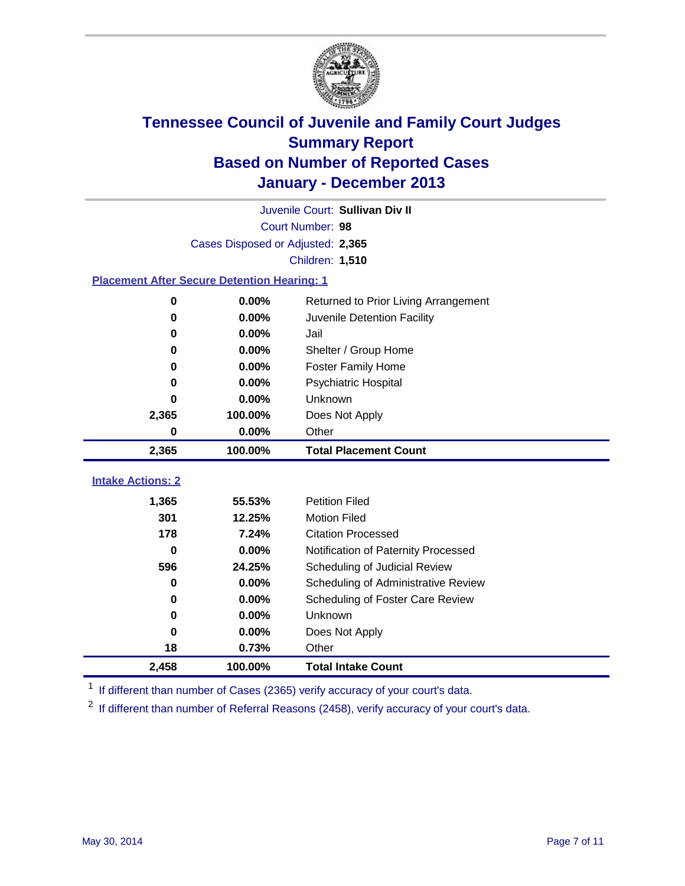# Tennessee Council of Juvenile and Family Court Judges
## Summary Report
## Based on Number of Reported Cases
## January - December 2013

Juvenile Court: **Sullivan Div II**

Court Number: **98**

Cases Disposed or Adjusted: **2,365**

Children: **1,510**

### Placement After Secure Detention Hearing: 1

| Count | Percent | Placement |
|---|---|---|
| 0 | 0.00% | Returned to Prior Living Arrangement |
| 0 | 0.00% | Juvenile Detention Facility |
| 0 | 0.00% | Jail |
| 0 | 0.00% | Shelter / Group Home |
| 0 | 0.00% | Foster Family Home |
| 0 | 0.00% | Psychiatric Hospital |
| 0 | 0.00% | Unknown |
| 2,365 | 100.00% | Does Not Apply |
| 0 | 0.00% | Other |
| **2,365** | **100.00%** | **Total Placement Count** |

### Intake Actions: 2

| Count | Percent | Intake Action |
|---|---|---|
| 1,365 | 55.53% | Petition Filed |
| 301 | 12.25% | Motion Filed |
| 178 | 7.24% | Citation Processed |
| 0 | 0.00% | Notification of Paternity Processed |
| 596 | 24.25% | Scheduling of Judicial Review |
| 0 | 0.00% | Scheduling of Administrative Review |
| 0 | 0.00% | Scheduling of Foster Care Review |
| 0 | 0.00% | Unknown |
| 0 | 0.00% | Does Not Apply |
| 18 | 0.73% | Other |
| **2,458** | **100.00%** | **Total Intake Count** |

[1] If different than number of Cases (2365) verify accuracy of your court's data.

[2] If different than number of Referral Reasons (2458), verify accuracy of your court's data.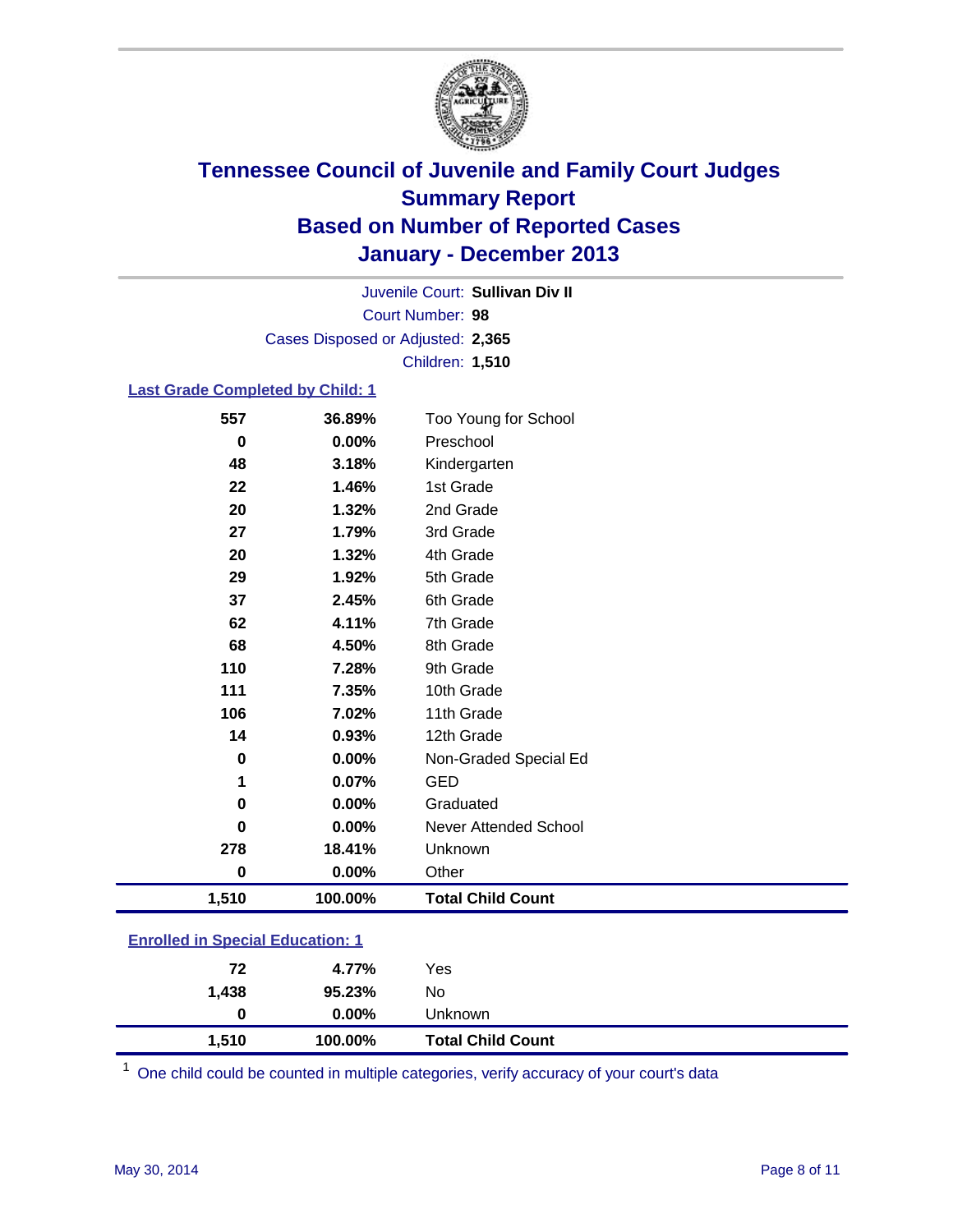# Tennessee Council of Juvenile and Family Court Judges
# Summary Report
# Based on Number of Reported Cases
# January - December 2013

Juvenile Court: **Sullivan Div II**

Court Number: **98**

Cases Disposed or Adjusted: **2,365**

Children: **1,510**

## Last Grade Completed by Child: 1

| Count | Percent | Category |
|---|---|---|
| 557 | 36.89% | Too Young for School |
| 0 | 0.00% | Preschool |
| 48 | 3.18% | Kindergarten |
| 22 | 1.46% | 1st Grade |
| 20 | 1.32% | 2nd Grade |
| 27 | 1.79% | 3rd Grade |
| 20 | 1.32% | 4th Grade |
| 29 | 1.92% | 5th Grade |
| 37 | 2.45% | 6th Grade |
| 62 | 4.11% | 7th Grade |
| 68 | 4.50% | 8th Grade |
| 110 | 7.28% | 9th Grade |
| 111 | 7.35% | 10th Grade |
| 106 | 7.02% | 11th Grade |
| 14 | 0.93% | 12th Grade |
| 0 | 0.00% | Non-Graded Special Ed |
| 1 | 0.07% | GED |
| 0 | 0.00% | Graduated |
| 0 | 0.00% | Never Attended School |
| 278 | 18.41% | Unknown |
| 0 | 0.00% | Other |
| **1,510** | **100.00%** | **Total Child Count** |

## Enrolled in Special Education: 1

| Count | Percent | Category |
|---|---|---|
| 72 | 4.77% | Yes |
| 1,438 | 95.23% | No |
| 0 | 0.00% | Unknown |
| **1,510** | **100.00%** | **Total Child Count** |

[1] One child could be counted in multiple categories, verify accuracy of your court's data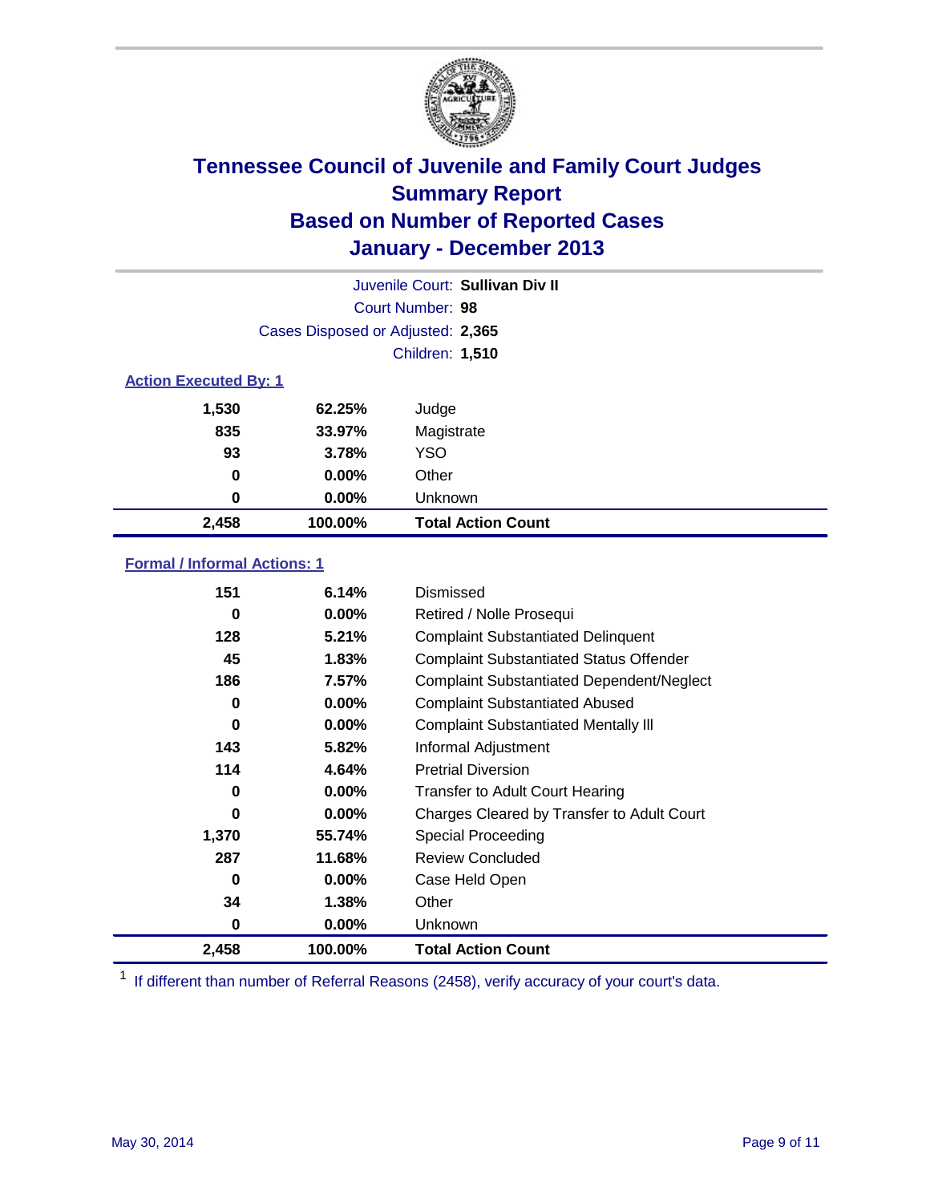# Tennessee Council of Juvenile and Family Court Judges
## Summary Report
## Based on Number of Reported Cases
## January - December 2013

Juvenile Court: **Sullivan Div II**
Court Number: **98**
Cases Disposed or Adjusted: **2,365**
Children: **1,510**

### Action Executed By: 1

| | | |
|---|---|---|
| 1,530 | 62.25% | Judge |
| 835 | 33.97% | Magistrate |
| 93 | 3.78% | YSO |
| 0 | 0.00% | Other |
| 0 | 0.00% | Unknown |
| **2,458** | **100.00%** | **Total Action Count** |

### Formal / Informal Actions: 1

| | | |
|---|---|---|
| 151 | 6.14% | Dismissed |
| 0 | 0.00% | Retired / Nolle Prosequi |
| 128 | 5.21% | Complaint Substantiated Delinquent |
| 45 | 1.83% | Complaint Substantiated Status Offender |
| 186 | 7.57% | Complaint Substantiated Dependent/Neglect |
| 0 | 0.00% | Complaint Substantiated Abused |
| 0 | 0.00% | Complaint Substantiated Mentally Ill |
| 143 | 5.82% | Informal Adjustment |
| 114 | 4.64% | Pretrial Diversion |
| 0 | 0.00% | Transfer to Adult Court Hearing |
| 0 | 0.00% | Charges Cleared by Transfer to Adult Court |
| 1,370 | 55.74% | Special Proceeding |
| 287 | 11.68% | Review Concluded |
| 0 | 0.00% | Case Held Open |
| 34 | 1.38% | Other |
| 0 | 0.00% | Unknown |
| **2,458** | **100.00%** | **Total Action Count** |

[1] If different than number of Referral Reasons (2458), verify accuracy of your court's data.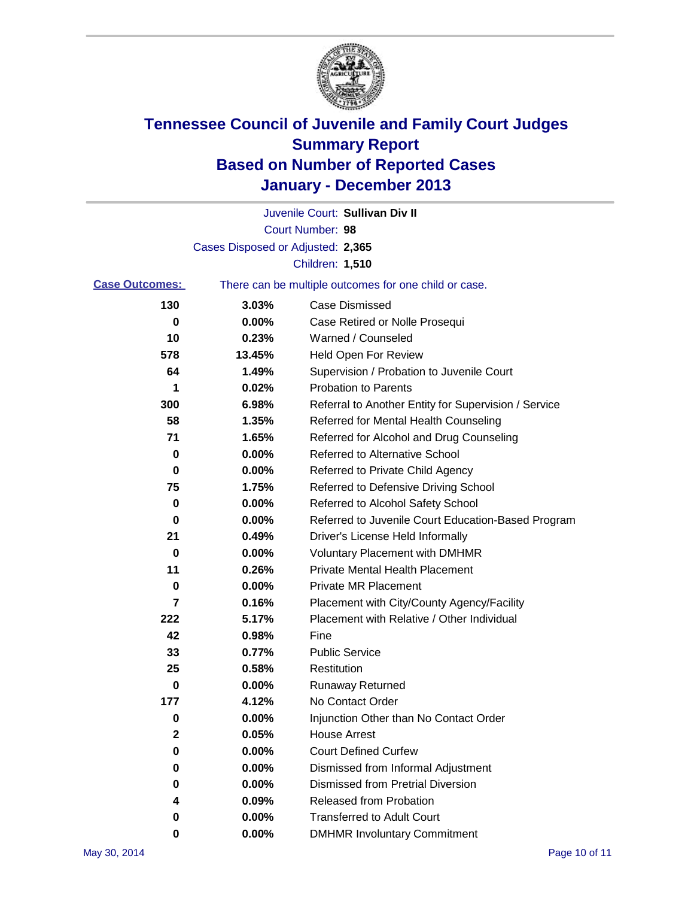# Tennessee Council of Juvenile and Family Court Judges
# Summary Report
# Based on Number of Reported Cases
# January - December 2013

Juvenile Court: **Sullivan Div II**
Court Number: **98**
Cases Disposed or Adjusted: **2,365**
Children: **1,510**

**Case Outcomes:** There can be multiple outcomes for one child or case.

| Count | Percent | Outcome |
|---|---|---|
| 130 | 3.03% | Case Dismissed |
| 0 | 0.00% | Case Retired or Nolle Prosequi |
| 10 | 0.23% | Warned / Counseled |
| 578 | 13.45% | Held Open For Review |
| 64 | 1.49% | Supervision / Probation to Juvenile Court |
| 1 | 0.02% | Probation to Parents |
| 300 | 6.98% | Referral to Another Entity for Supervision / Service |
| 58 | 1.35% | Referred for Mental Health Counseling |
| 71 | 1.65% | Referred for Alcohol and Drug Counseling |
| 0 | 0.00% | Referred to Alternative School |
| 0 | 0.00% | Referred to Private Child Agency |
| 75 | 1.75% | Referred to Defensive Driving School |
| 0 | 0.00% | Referred to Alcohol Safety School |
| 0 | 0.00% | Referred to Juvenile Court Education-Based Program |
| 21 | 0.49% | Driver's License Held Informally |
| 0 | 0.00% | Voluntary Placement with DMHMR |
| 11 | 0.26% | Private Mental Health Placement |
| 0 | 0.00% | Private MR Placement |
| 7 | 0.16% | Placement with City/County Agency/Facility |
| 222 | 5.17% | Placement with Relative / Other Individual |
| 42 | 0.98% | Fine |
| 33 | 0.77% | Public Service |
| 25 | 0.58% | Restitution |
| 0 | 0.00% | Runaway Returned |
| 177 | 4.12% | No Contact Order |
| 0 | 0.00% | Injunction Other than No Contact Order |
| 2 | 0.05% | House Arrest |
| 0 | 0.00% | Court Defined Curfew |
| 0 | 0.00% | Dismissed from Informal Adjustment |
| 0 | 0.00% | Dismissed from Pretrial Diversion |
| 4 | 0.09% | Released from Probation |
| 0 | 0.00% | Transferred to Adult Court |
| 0 | 0.00% | DMHMR Involuntary Commitment |

May 30, 2014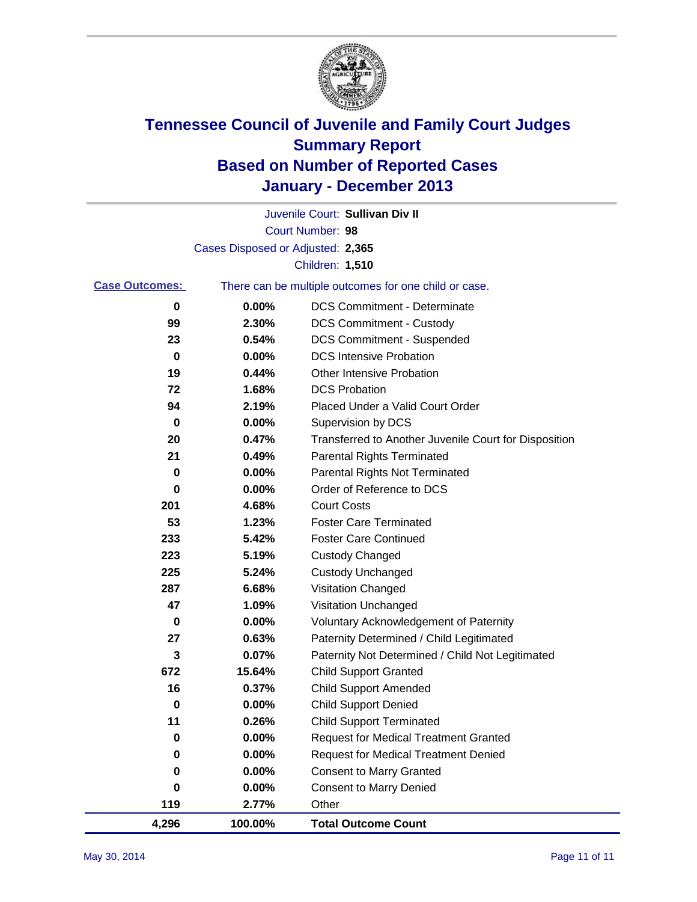# Tennessee Council of Juvenile and Family Court Judges
## Summary Report
## Based on Number of Reported Cases
## January - December 2013

Juvenile Court: **Sullivan Div II**

Court Number: **98**

Cases Disposed or Adjusted: **2,365**

Children: **1,510**

**Case Outcomes:** There can be multiple outcomes for one child or case.

| | | |
|---|---|---|
| 0 | 0.00% | DCS Commitment - Determinate |
| 99 | 2.30% | DCS Commitment - Custody |
| 23 | 0.54% | DCS Commitment - Suspended |
| 0 | 0.00% | DCS Intensive Probation |
| 19 | 0.44% | Other Intensive Probation |
| 72 | 1.68% | DCS Probation |
| 94 | 2.19% | Placed Under a Valid Court Order |
| 0 | 0.00% | Supervision by DCS |
| 20 | 0.47% | Transferred to Another Juvenile Court for Disposition |
| 21 | 0.49% | Parental Rights Terminated |
| 0 | 0.00% | Parental Rights Not Terminated |
| 0 | 0.00% | Order of Reference to DCS |
| 201 | 4.68% | Court Costs |
| 53 | 1.23% | Foster Care Terminated |
| 233 | 5.42% | Foster Care Continued |
| 223 | 5.19% | Custody Changed |
| 225 | 5.24% | Custody Unchanged |
| 287 | 6.68% | Visitation Changed |
| 47 | 1.09% | Visitation Unchanged |
| 0 | 0.00% | Voluntary Acknowledgement of Paternity |
| 27 | 0.63% | Paternity Determined / Child Legitimated |
| 3 | 0.07% | Paternity Not Determined / Child Not Legitimated |
| 672 | 15.64% | Child Support Granted |
| 16 | 0.37% | Child Support Amended |
| 0 | 0.00% | Child Support Denied |
| 11 | 0.26% | Child Support Terminated |
| 0 | 0.00% | Request for Medical Treatment Granted |
| 0 | 0.00% | Request for Medical Treatment Denied |
| 0 | 0.00% | Consent to Marry Granted |
| 0 | 0.00% | Consent to Marry Denied |
| 119 | 2.77% | Other |
| **4,296** | **100.00%** | **Total Outcome Count** |